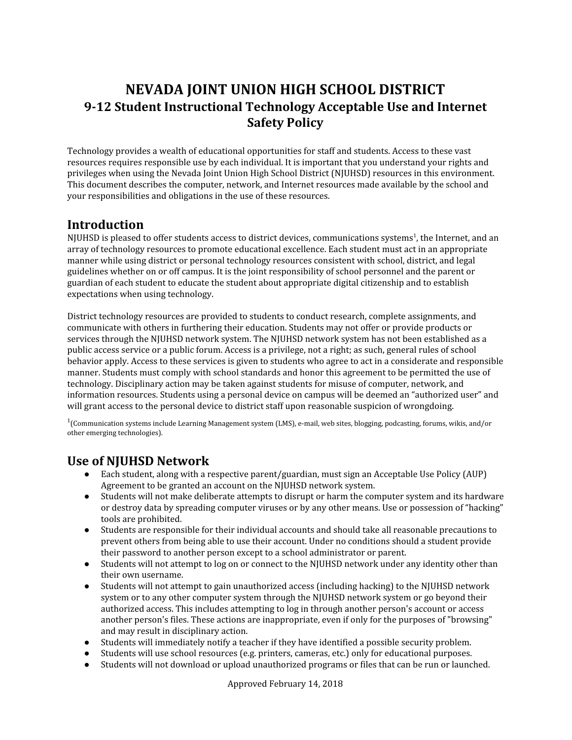# NEVADA JOINT UNION HIGH SCHOOL DISTRICT

## 9-12 Student Instructional Technology Acceptable Use and Internet Safety Policy

Technology provides a wealth of educational opportunities for staff and students. Access to these vast resources requires responsible use by each individual. It is important that you understand your rights and privileges when using the Nevada Joint Union High School District (NJUHSD) resources in this environment. This document describes the computer, network, and Internet resources made available by the school and your responsibilities and obligations in the use of these resources.

## Introduction

NJUHSD is pleased to offer students access to district devices, communications systems[1], the Internet, and an array of technology resources to promote educational excellence. Each student must act in an appropriate manner while using district or personal technology resources consistent with school, district, and legal guidelines whether on or off campus. It is the joint responsibility of school personnel and the parent or guardian of each student to educate the student about appropriate digital citizenship and to establish expectations when using technology.

District technology resources are provided to students to conduct research, complete assignments, and communicate with others in furthering their education. Students may not offer or provide products or services through the NJUHSD network system. The NJUHSD network system has not been established as a public access service or a public forum. Access is a privilege, not a right; as such, general rules of school behavior apply. Access to these services is given to students who agree to act in a considerate and responsible manner. Students must comply with school standards and honor this agreement to be permitted the use of technology. Disciplinary action may be taken against students for misuse of computer, network, and information resources. Students using a personal device on campus will be deemed an "authorized user" and will grant access to the personal device to district staff upon reasonable suspicion of wrongdoing.

[1](Communication systems include Learning Management system (LMS), e-mail, web sites, blogging, podcasting, forums, wikis, and/or other emerging technologies).

## Use of NJUHSD Network

- Each student, along with a respective parent/guardian, must sign an Acceptable Use Policy (AUP) Agreement to be granted an account on the NJUHSD network system.
- Students will not make deliberate attempts to disrupt or harm the computer system and its hardware or destroy data by spreading computer viruses or by any other means. Use or possession of "hacking" tools are prohibited.
- Students are responsible for their individual accounts and should take all reasonable precautions to prevent others from being able to use their account. Under no conditions should a student provide their password to another person except to a school administrator or parent.
- Students will not attempt to log on or connect to the NJUHSD network under any identity other than their own username.
- Students will not attempt to gain unauthorized access (including hacking) to the NJUHSD network system or to any other computer system through the NJUHSD network system or go beyond their authorized access. This includes attempting to log in through another person's account or access another person's files. These actions are inappropriate, even if only for the purposes of "browsing" and may result in disciplinary action.
- Students will immediately notify a teacher if they have identified a possible security problem.
- Students will use school resources (e.g. printers, cameras, etc.) only for educational purposes.
- Students will not download or upload unauthorized programs or files that can be run or launched.

Approved February 14, 2018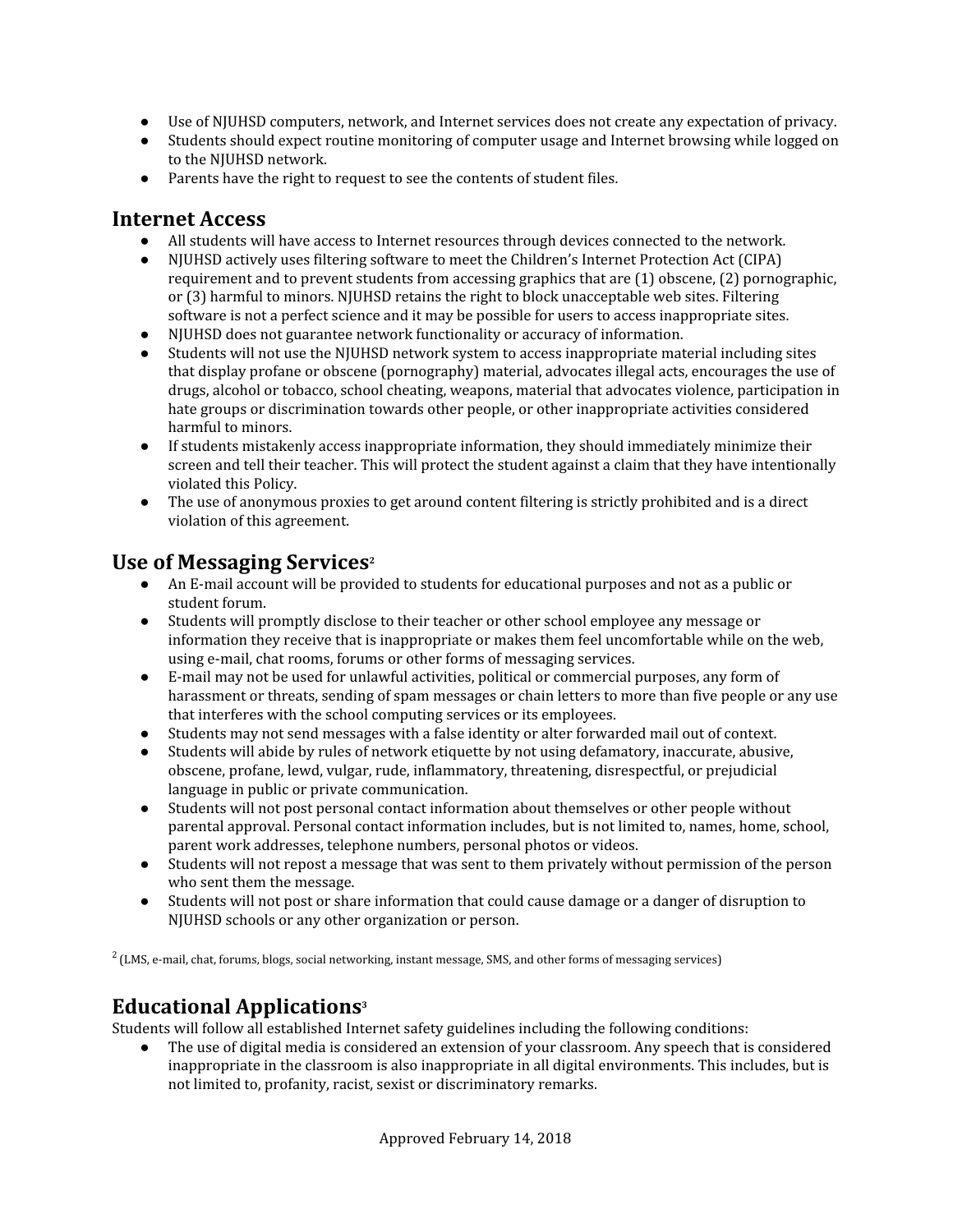- Use of NJUHSD computers, network, and Internet services does not create any expectation of privacy.
- Students should expect routine monitoring of computer usage and Internet browsing while logged on to the NJUHSD network.
- Parents have the right to request to see the contents of student files.

## Internet Access

- All students will have access to Internet resources through devices connected to the network.
- NJUHSD actively uses filtering software to meet the Children's Internet Protection Act (CIPA) requirement and to prevent students from accessing graphics that are (1) obscene, (2) pornographic, or (3) harmful to minors. NJUHSD retains the right to block unacceptable web sites. Filtering software is not a perfect science and it may be possible for users to access inappropriate sites.
- NJUHSD does not guarantee network functionality or accuracy of information.
- Students will not use the NJUHSD network system to access inappropriate material including sites that display profane or obscene (pornography) material, advocates illegal acts, encourages the use of drugs, alcohol or tobacco, school cheating, weapons, material that advocates violence, participation in hate groups or discrimination towards other people, or other inappropriate activities considered harmful to minors.
- If students mistakenly access inappropriate information, they should immediately minimize their screen and tell their teacher. This will protect the student against a claim that they have intentionally violated this Policy.
- The use of anonymous proxies to get around content filtering is strictly prohibited and is a direct violation of this agreement.

## Use of Messaging Services[2]

- An E-mail account will be provided to students for educational purposes and not as a public or student forum.
- Students will promptly disclose to their teacher or other school employee any message or information they receive that is inappropriate or makes them feel uncomfortable while on the web, using e-mail, chat rooms, forums or other forms of messaging services.
- E-mail may not be used for unlawful activities, political or commercial purposes, any form of harassment or threats, sending of spam messages or chain letters to more than five people or any use that interferes with the school computing services or its employees.
- Students may not send messages with a false identity or alter forwarded mail out of context.
- Students will abide by rules of network etiquette by not using defamatory, inaccurate, abusive, obscene, profane, lewd, vulgar, rude, inflammatory, threatening, disrespectful, or prejudicial language in public or private communication.
- Students will not post personal contact information about themselves or other people without parental approval. Personal contact information includes, but is not limited to, names, home, school, parent work addresses, telephone numbers, personal photos or videos.
- Students will not repost a message that was sent to them privately without permission of the person who sent them the message.
- Students will not post or share information that could cause damage or a danger of disruption to NJUHSD schools or any other organization or person.

[2] (LMS, e-mail, chat, forums, blogs, social networking, instant message, SMS, and other forms of messaging services)

## Educational Applications[3]

Students will follow all established Internet safety guidelines including the following conditions:

- The use of digital media is considered an extension of your classroom. Any speech that is considered inappropriate in the classroom is also inappropriate in all digital environments. This includes, but is not limited to, profanity, racist, sexist or discriminatory remarks.

Approved February 14, 2018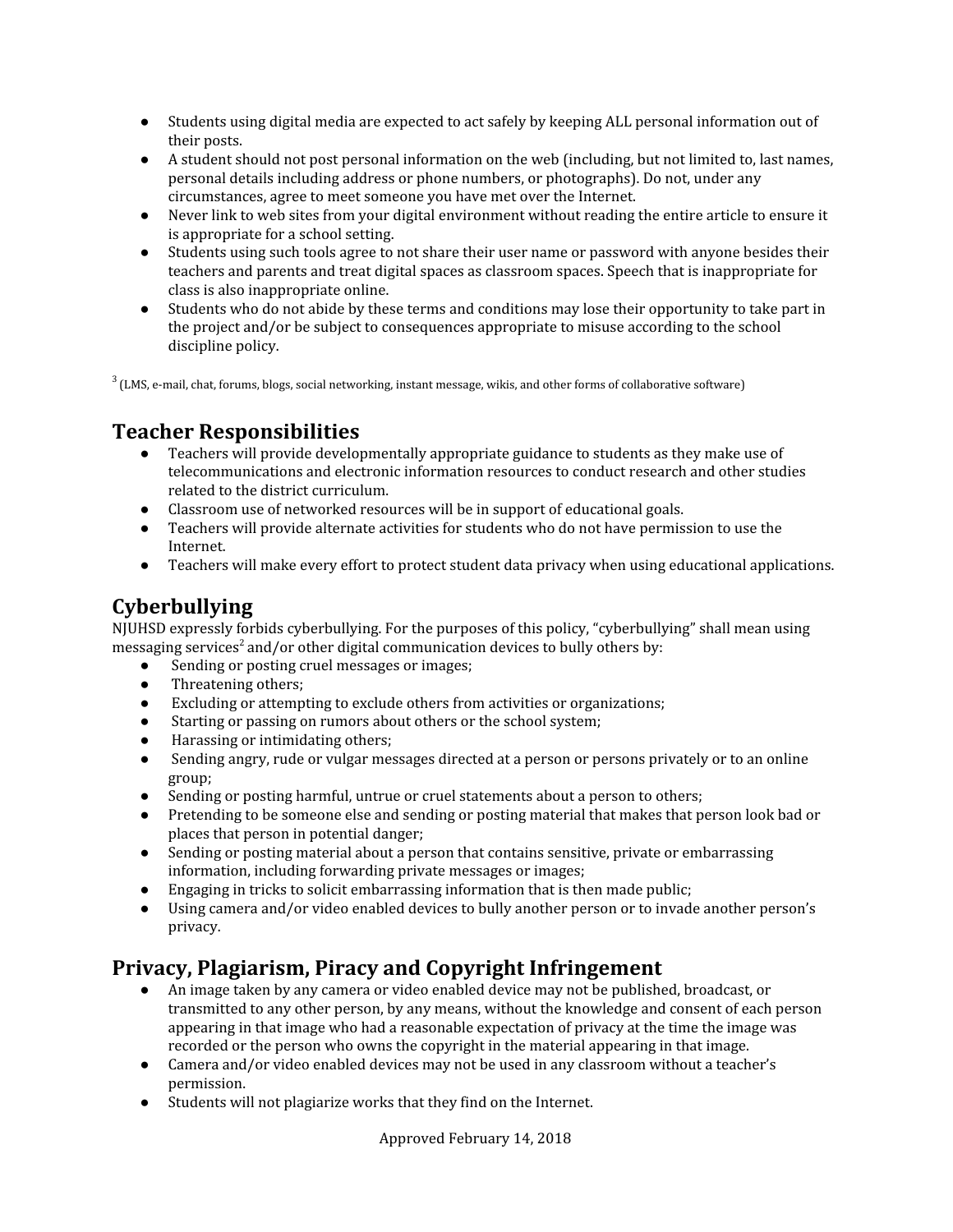- Students using digital media are expected to act safely by keeping ALL personal information out of their posts.
- A student should not post personal information on the web (including, but not limited to, last names, personal details including address or phone numbers, or photographs). Do not, under any circumstances, agree to meet someone you have met over the Internet.
- Never link to web sites from your digital environment without reading the entire article to ensure it is appropriate for a school setting.
- Students using such tools agree to not share their user name or password with anyone besides their teachers and parents and treat digital spaces as classroom spaces. Speech that is inappropriate for class is also inappropriate online.
- Students who do not abide by these terms and conditions may lose their opportunity to take part in the project and/or be subject to consequences appropriate to misuse according to the school discipline policy.

[3] (LMS, e-mail, chat, forums, blogs, social networking, instant message, wikis, and other forms of collaborative software)

## Teacher Responsibilities

- Teachers will provide developmentally appropriate guidance to students as they make use of telecommunications and electronic information resources to conduct research and other studies related to the district curriculum.
- Classroom use of networked resources will be in support of educational goals.
- Teachers will provide alternate activities for students who do not have permission to use the Internet.
- Teachers will make every effort to protect student data privacy when using educational applications.

## Cyberbullying

NJUHSD expressly forbids cyberbullying. For the purposes of this policy, "cyberbullying" shall mean using messaging services[2] and/or other digital communication devices to bully others by:

- Sending or posting cruel messages or images;
- Threatening others;
- Excluding or attempting to exclude others from activities or organizations;
- Starting or passing on rumors about others or the school system;
- Harassing or intimidating others;
- Sending angry, rude or vulgar messages directed at a person or persons privately or to an online group;
- Sending or posting harmful, untrue or cruel statements about a person to others;
- Pretending to be someone else and sending or posting material that makes that person look bad or places that person in potential danger;
- Sending or posting material about a person that contains sensitive, private or embarrassing information, including forwarding private messages or images;
- Engaging in tricks to solicit embarrassing information that is then made public;
- Using camera and/or video enabled devices to bully another person or to invade another person's privacy.

## Privacy, Plagiarism, Piracy and Copyright Infringement

- An image taken by any camera or video enabled device may not be published, broadcast, or transmitted to any other person, by any means, without the knowledge and consent of each person appearing in that image who had a reasonable expectation of privacy at the time the image was recorded or the person who owns the copyright in the material appearing in that image.
- Camera and/or video enabled devices may not be used in any classroom without a teacher's permission.
- Students will not plagiarize works that they find on the Internet.

Approved February 14, 2018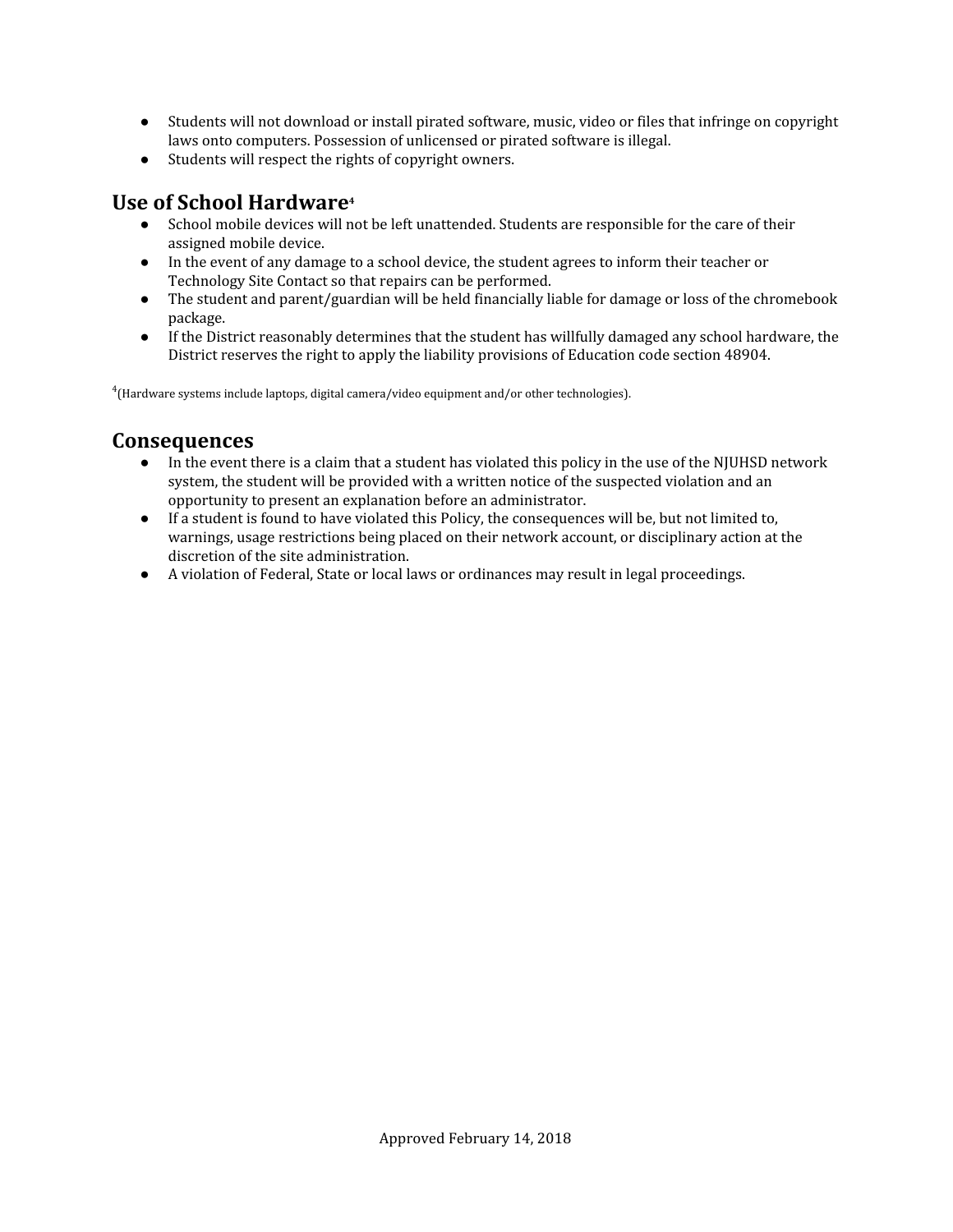- Students will not download or install pirated software, music, video or files that infringe on copyright laws onto computers. Possession of unlicensed or pirated software is illegal.
- Students will respect the rights of copyright owners.

## Use of School Hardware[4]

- School mobile devices will not be left unattended. Students are responsible for the care of their assigned mobile device.
- In the event of any damage to a school device, the student agrees to inform their teacher or Technology Site Contact so that repairs can be performed.
- The student and parent/guardian will be held financially liable for damage or loss of the chromebook package.
- If the District reasonably determines that the student has willfully damaged any school hardware, the District reserves the right to apply the liability provisions of Education code section 48904.

[4](Hardware systems include laptops, digital camera/video equipment and/or other technologies).

## Consequences

- In the event there is a claim that a student has violated this policy in the use of the NJUHSD network system, the student will be provided with a written notice of the suspected violation and an opportunity to present an explanation before an administrator.
- If a student is found to have violated this Policy, the consequences will be, but not limited to, warnings, usage restrictions being placed on their network account, or disciplinary action at the discretion of the site administration.
- A violation of Federal, State or local laws or ordinances may result in legal proceedings.

Approved February 14, 2018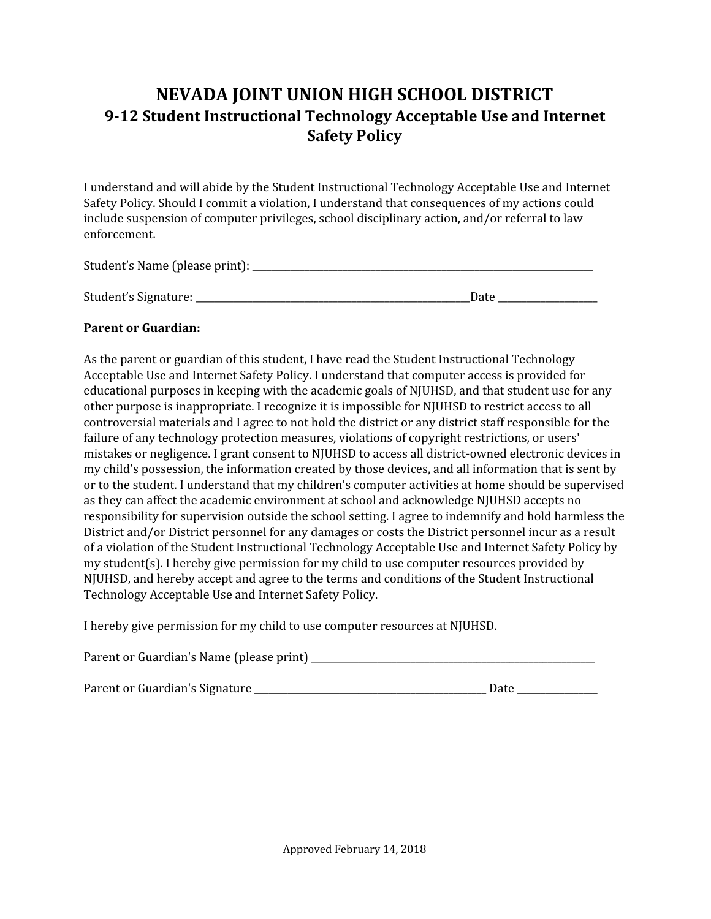# NEVADA JOINT UNION HIGH SCHOOL DISTRICT

## 9-12 Student Instructional Technology Acceptable Use and Internet Safety Policy

I understand and will abide by the Student Instructional Technology Acceptable Use and Internet Safety Policy. Should I commit a violation, I understand that consequences of my actions could include suspension of computer privileges, school disciplinary action, and/or referral to law enforcement.

Student's Name (please print): ___________________________________________________________________

Student's Signature: _______________________________________________________Date ___________________

**Parent or Guardian:**

As the parent or guardian of this student, I have read the Student Instructional Technology Acceptable Use and Internet Safety Policy. I understand that computer access is provided for educational purposes in keeping with the academic goals of NJUHSD, and that student use for any other purpose is inappropriate. I recognize it is impossible for NJUHSD to restrict access to all controversial materials and I agree to not hold the district or any district staff responsible for the failure of any technology protection measures, violations of copyright restrictions, or users' mistakes or negligence. I grant consent to NJUHSD to access all district-owned electronic devices in my child's possession, the information created by those devices, and all information that is sent by or to the student. I understand that my children's computer activities at home should be supervised as they can affect the academic environment at school and acknowledge NJUHSD accepts no responsibility for supervision outside the school setting. I agree to indemnify and hold harmless the District and/or District personnel for any damages or costs the District personnel incur as a result of a violation of the Student Instructional Technology Acceptable Use and Internet Safety Policy by my student(s). I hereby give permission for my child to use computer resources provided by NJUHSD, and hereby accept and agree to the terms and conditions of the Student Instructional Technology Acceptable Use and Internet Safety Policy.

I hereby give permission for my child to use computer resources at NJUHSD.

Parent or Guardian's Name (please print) ________________________________________________________

Parent or Guardian's Signature ______________________________________________ Date _______________

Approved February 14, 2018